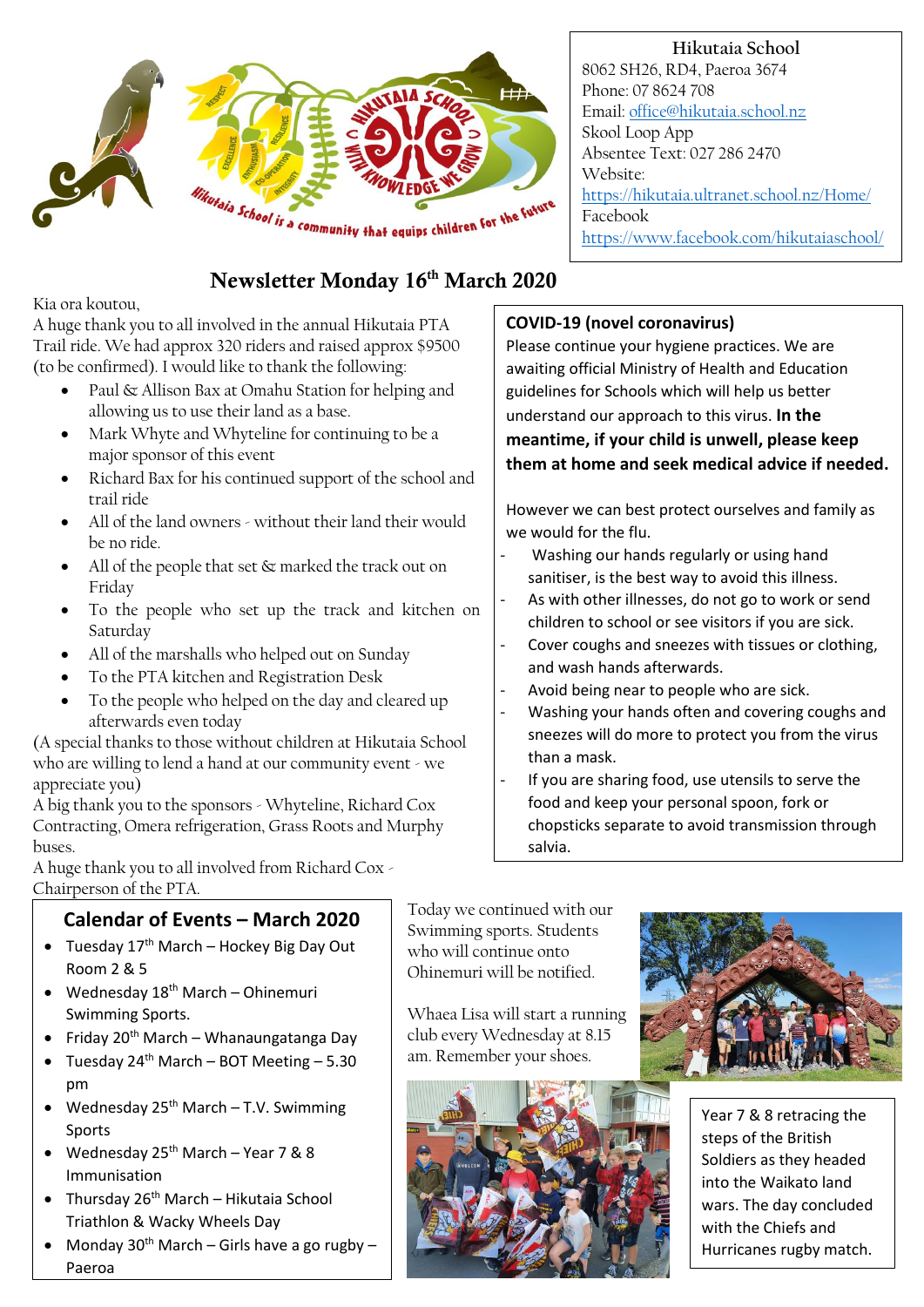Hikutaia School
8062 SH26, RD4, Paeroa 3674
Phone: 07 8624 708
Email: office@hikutaia.school.nz
Skool Loop App
Absentee Text: 027 286 2470
Website: https://hikutaia.ultranet.school.nz/Home/
Facebook https://www.facebook.com/hikutaiaschool/

# Newsletter Monday 16th March 2020

Kia ora koutou,

A huge thank you to all involved in the annual Hikutaia PTA Trail ride. We had approx 320 riders and raised approx $9500 (to be confirmed). I would like to thank the following:

- Paul & Allison Bax at Omahu Station for helping and allowing us to use their land as a base.
- Mark Whyte and Whyteline for continuing to be a major sponsor of this event
- Richard Bax for his continued support of the school and trail ride
- All of the land owners - without their land their would be no ride.
- All of the people that set & marked the track out on Friday
- To the people who set up the track and kitchen on Saturday
- All of the marshalls who helped out on Sunday
- To the PTA kitchen and Registration Desk
- To the people who helped on the day and cleared up afterwards even today

(A special thanks to those without children at Hikutaia School who are willing to lend a hand at our community event - we appreciate you)

A big thank you to the sponsors - Whyteline, Richard Cox Contracting, Omera refrigeration, Grass Roots and Murphy buses.

A huge thank you to all involved from Richard Cox - Chairperson of the PTA.

## COVID-19 (novel coronavirus)

Please continue your hygiene practices. We are awaiting official Ministry of Health and Education guidelines for Schools which will help us better understand our approach to this virus. **In the meantime, if your child is unwell, please keep them at home and seek medical advice if needed.**

However we can best protect ourselves and family as we would for the flu.

- Washing our hands regularly or using hand sanitiser, is the best way to avoid this illness.
- As with other illnesses, do not go to work or send children to school or see visitors if you are sick.
- Cover coughs and sneezes with tissues or clothing, and wash hands afterwards.
- Avoid being near to people who are sick.
- Washing your hands often and covering coughs and sneezes will do more to protect you from the virus than a mask.
- If you are sharing food, use utensils to serve the food and keep your personal spoon, fork or chopsticks separate to avoid transmission through salvia.

## Calendar of Events – March 2020

- Tuesday 17th March – Hockey Big Day Out Room 2 & 5
- Wednesday 18th March – Ohinemuri Swimming Sports.
- Friday 20th March – Whanaungatanga Day
- Tuesday 24th March – BOT Meeting – 5.30 pm
- Wednesday 25th March – T.V. Swimming Sports
- Wednesday 25th March – Year 7 & 8 Immunisation
- Thursday 26th March – Hikutaia School Triathlon & Wacky Wheels Day
- Monday 30th March – Girls have a go rugby – Paeroa

Today we continued with our Swimming sports. Students who will continue onto Ohinemuri will be notified.

Whaea Lisa will start a running club every Wednesday at 8.15 am. Remember your shoes.

Year 7 & 8 retracing the steps of the British Soldiers as they headed into the Waikato land wars. The day concluded with the Chiefs and Hurricanes rugby match.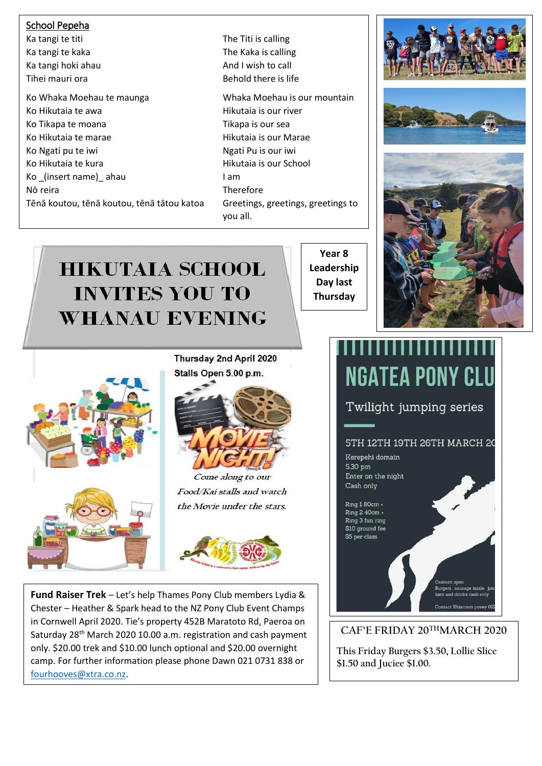## School Pepeha

| | |
|---|---|
| Ka tangi te titi | The Titi is calling |
| Ka tangi te kaka | The Kaka is calling |
| Ka tangi hoki ahau | And I wish to call |
| Tihei mauri ora | Behold there is life |
| Ko Whaka Moehau te maunga | Whaka Moehau is our mountain |
| Ko Hikutaia te awa | Hikutaia is our river |
| Ko Tikapa te moana | Tikapa is our sea |
| Ko Hikutaia te marae | Hikutaia is our Marae |
| Ko Ngati pu te iwi | Ngati Pu is our iwi |
| Ko Hikutaia te kura | Hikutaia is our School |
| Ko _(insert name)_ ahau | I am |
| Nō reira | Therefore |
| Tēnā koutou, tēnā koutou, tēnā tātou katoa | Greetings, greetings, greetings to you all. |

**Year 8 Leadership Day last Thursday**

# HIKUTAIA SCHOOL INVITES YOU TO WHANAU EVENING

**Thursday 2nd April 2020**

**Stalls Open 5.00 p.m.**

MOVIE NIGHT!

*Come along to our Food/Kai stalls and watch the Movie under the stars.*

# NGATEA PONY CLU

Twilight jumping series

5TH 12TH 19TH 26TH MARCH 20

Kerepehi domain
5.30 pm
Enter on the night
Cash only

Ring 1 80cm
Ring 2 40cm
Ring 3 fun ring
$10 ground fee
$5 per class

Canteen open
Burgers, sausage sizzle, juic
bars and drinks cash only

Contact Rhiannon povey 02

**Fund Raiser Trek** – Let's help Thames Pony Club members Lydia & Chester – Heather & Spark head to the NZ Pony Club Event Champs in Cornwell April 2020. Tie's property 452B Maratoto Rd, Paeroa on Saturday 28th March 2020 10.00 a.m. registration and cash payment only. $20.00 trek and $10.00 lunch optional and $20.00 overnight camp. For further information please phone Dawn 021 0731 838 or fourhooves@xtra.co.nz.

## CAF'E FRIDAY 20TH MARCH 2020

This Friday Burgers $3.50, Lollie Slice $1.50 and Juciee $1.00.